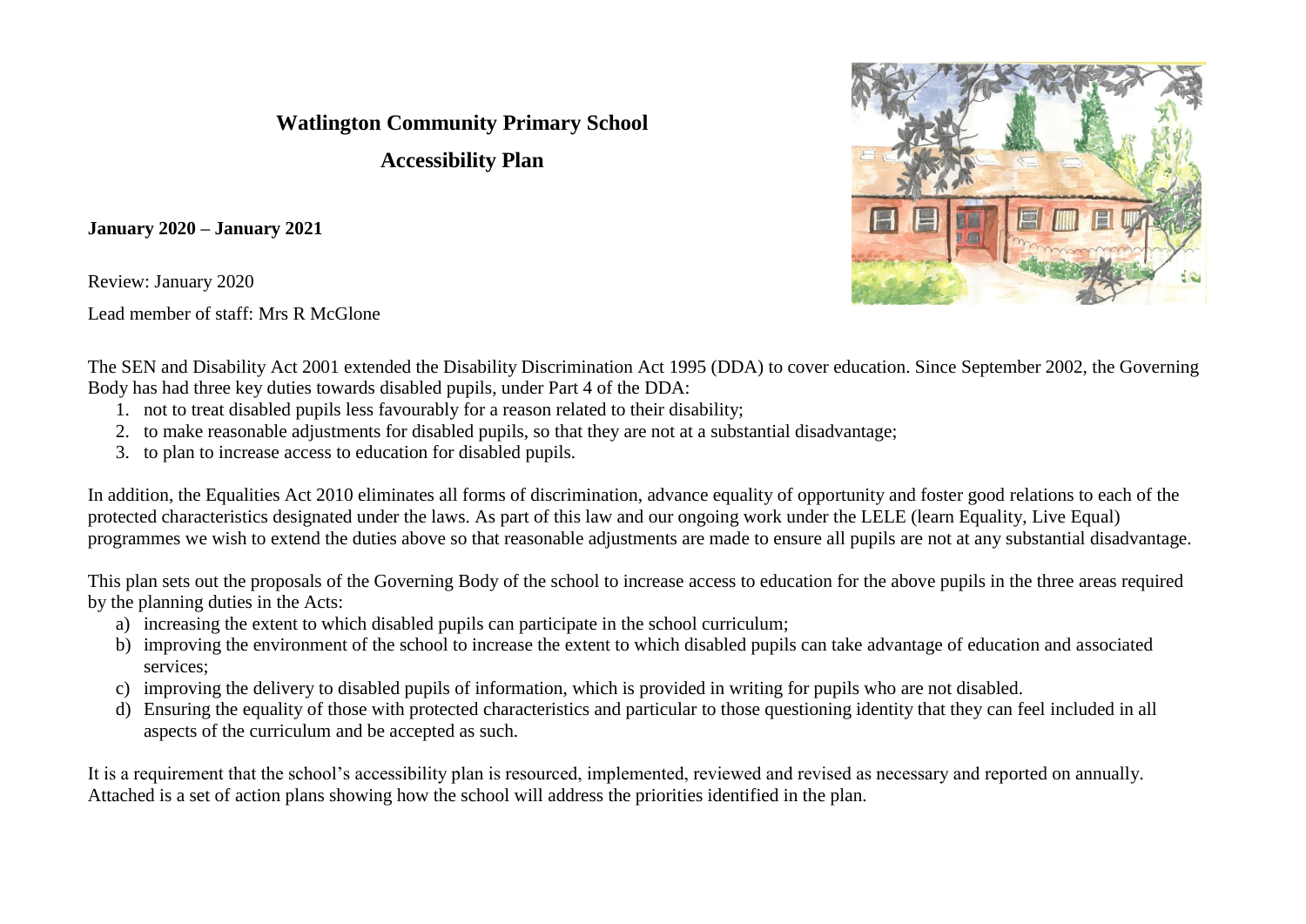# Watlington Community Primary School

## Accessibility Plan

**January 2020 – January 2021**

Review: January 2020

Lead member of staff: Mrs R McGlone

The SEN and Disability Act 2001 extended the Disability Discrimination Act 1995 (DDA) to cover education. Since September 2002, the Governing Body has had three key duties towards disabled pupils, under Part 4 of the DDA:

1. not to treat disabled pupils less favourably for a reason related to their disability;
2. to make reasonable adjustments for disabled pupils, so that they are not at a substantial disadvantage;
3. to plan to increase access to education for disabled pupils.

In addition, the Equalities Act 2010 eliminates all forms of discrimination, advance equality of opportunity and foster good relations to each of the protected characteristics designated under the laws. As part of this law and our ongoing work under the LELE (learn Equality, Live Equal) programmes we wish to extend the duties above so that reasonable adjustments are made to ensure all pupils are not at any substantial disadvantage.

This plan sets out the proposals of the Governing Body of the school to increase access to education for the above pupils in the three areas required by the planning duties in the Acts:

a) increasing the extent to which disabled pupils can participate in the school curriculum;
b) improving the environment of the school to increase the extent to which disabled pupils can take advantage of education and associated services;
c) improving the delivery to disabled pupils of information, which is provided in writing for pupils who are not disabled.
d) Ensuring the equality of those with protected characteristics and particular to those questioning identity that they can feel included in all aspects of the curriculum and be accepted as such.

It is a requirement that the school's accessibility plan is resourced, implemented, reviewed and revised as necessary and reported on annually. Attached is a set of action plans showing how the school will address the priorities identified in the plan.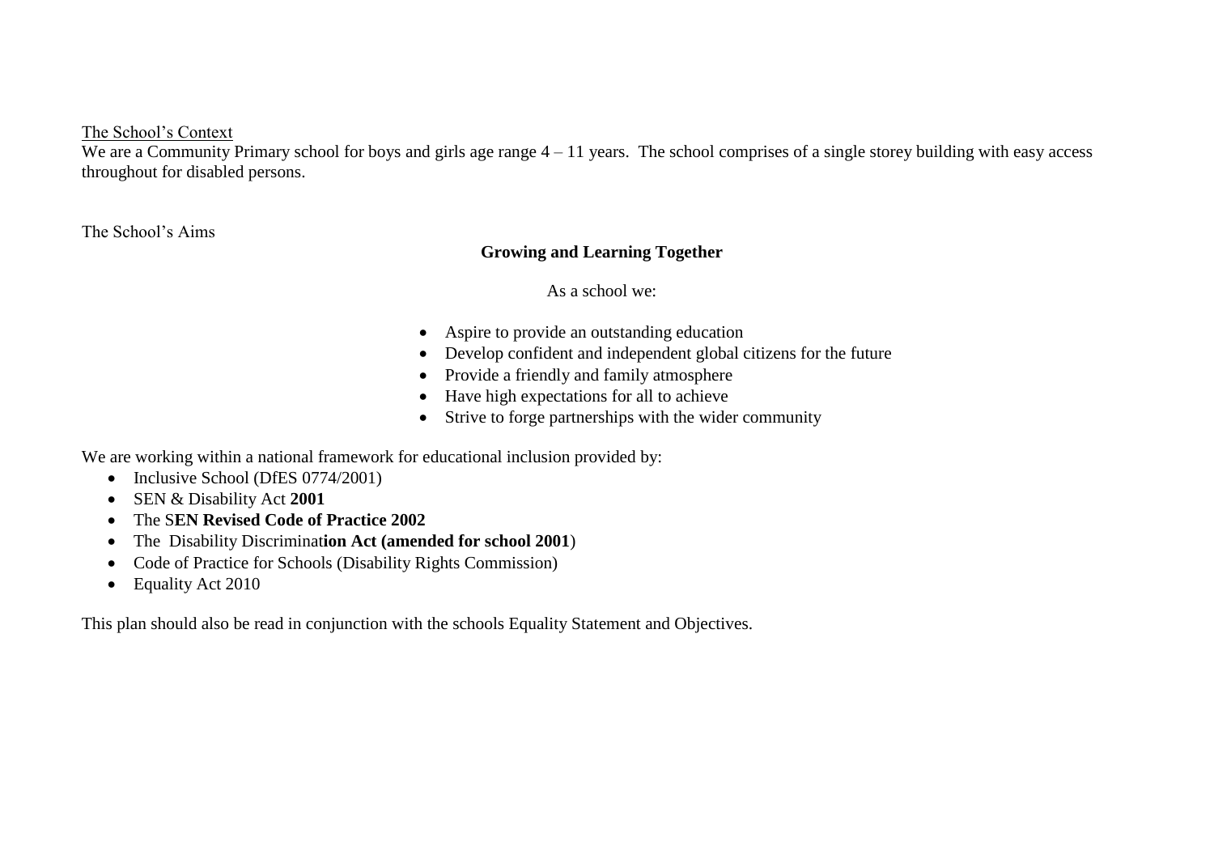## The School's Context

We are a Community Primary school for boys and girls age range 4 – 11 years. The school comprises of a single storey building with easy access throughout for disabled persons.

## The School's Aims

**Growing and Learning Together**

As a school we:

- Aspire to provide an outstanding education
- Develop confident and independent global citizens for the future
- Provide a friendly and family atmosphere
- Have high expectations for all to achieve
- Strive to forge partnerships with the wider community

We are working within a national framework for educational inclusion provided by:

- Inclusive School (DfES 0774/2001)
- SEN & Disability Act **2001**
- The S**EN Revised Code of Practice 2002**
- The Disability Discriminat**ion Act (amended for school 2001**)
- Code of Practice for Schools (Disability Rights Commission)
- Equality Act 2010

This plan should also be read in conjunction with the schools Equality Statement and Objectives.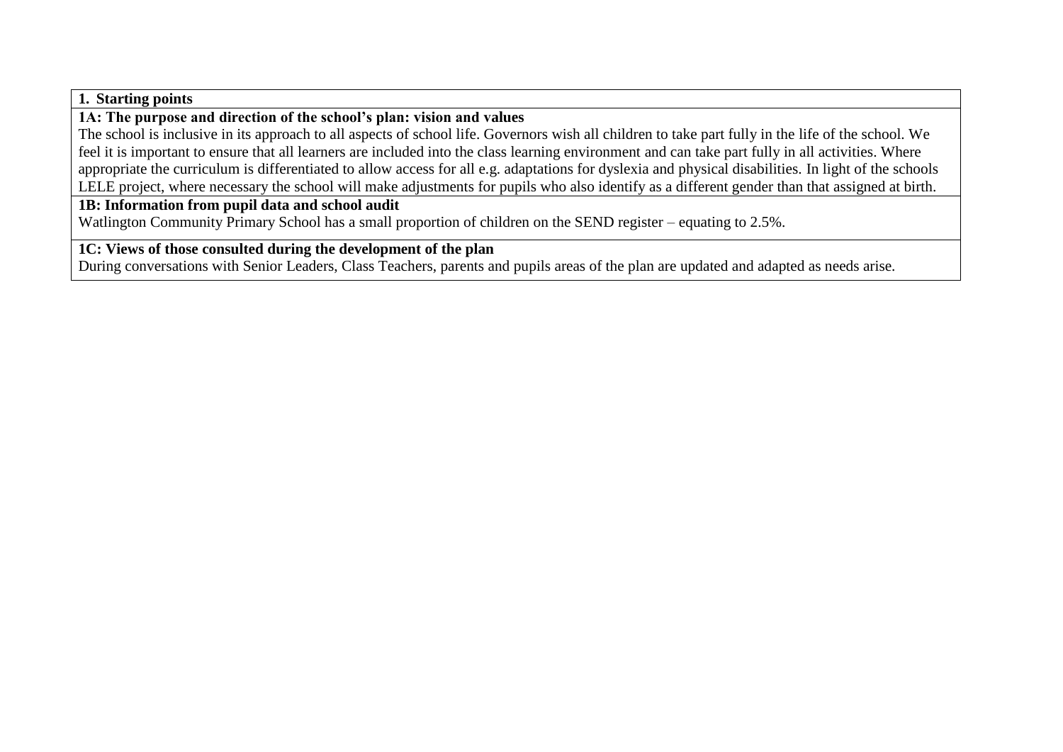## 1. Starting points

### 1A: The purpose and direction of the school's plan: vision and values

The school is inclusive in its approach to all aspects of school life. Governors wish all children to take part fully in the life of the school. We feel it is important to ensure that all learners are included into the class learning environment and can take part fully in all activities. Where appropriate the curriculum is differentiated to allow access for all e.g. adaptations for dyslexia and physical disabilities. In light of the schools LELE project, where necessary the school will make adjustments for pupils who also identify as a different gender than that assigned at birth.

### 1B: Information from pupil data and school audit

Watlington Community Primary School has a small proportion of children on the SEND register – equating to 2.5%.

### 1C: Views of those consulted during the development of the plan

During conversations with Senior Leaders, Class Teachers, parents and pupils areas of the plan are updated and adapted as needs arise.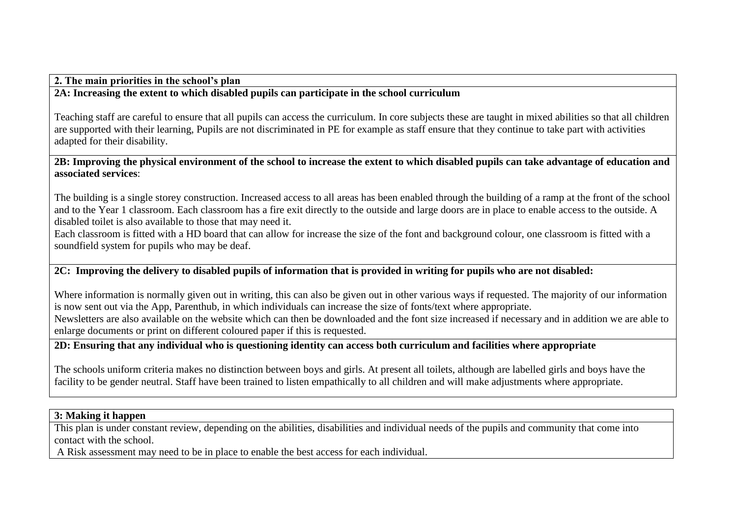## 2. The main priorities in the school's plan

### 2A: Increasing the extent to which disabled pupils can participate in the school curriculum

Teaching staff are careful to ensure that all pupils can access the curriculum. In core subjects these are taught in mixed abilities so that all children are supported with their learning, Pupils are not discriminated in PE for example as staff ensure that they continue to take part with activities adapted for their disability.

### 2B: Improving the physical environment of the school to increase the extent to which disabled pupils can take advantage of education and associated services:

The building is a single storey construction. Increased access to all areas has been enabled through the building of a ramp at the front of the school and to the Year 1 classroom. Each classroom has a fire exit directly to the outside and large doors are in place to enable access to the outside. A disabled toilet is also available to those that may need it.

Each classroom is fitted with a HD board that can allow for increase the size of the font and background colour, one classroom is fitted with a soundfield system for pupils who may be deaf.

### 2C: Improving the delivery to disabled pupils of information that is provided in writing for pupils who are not disabled:

Where information is normally given out in writing, this can also be given out in other various ways if requested. The majority of our information is now sent out via the App, Parenthub, in which individuals can increase the size of fonts/text where appropriate.

Newsletters are also available on the website which can then be downloaded and the font size increased if necessary and in addition we are able to enlarge documents or print on different coloured paper if this is requested.

### 2D: Ensuring that any individual who is questioning identity can access both curriculum and facilities where appropriate

The schools uniform criteria makes no distinction between boys and girls. At present all toilets, although are labelled girls and boys have the facility to be gender neutral. Staff have been trained to listen empathically to all children and will make adjustments where appropriate.

## 3: Making it happen

This plan is under constant review, depending on the abilities, disabilities and individual needs of the pupils and community that come into contact with the school.

A Risk assessment may need to be in place to enable the best access for each individual.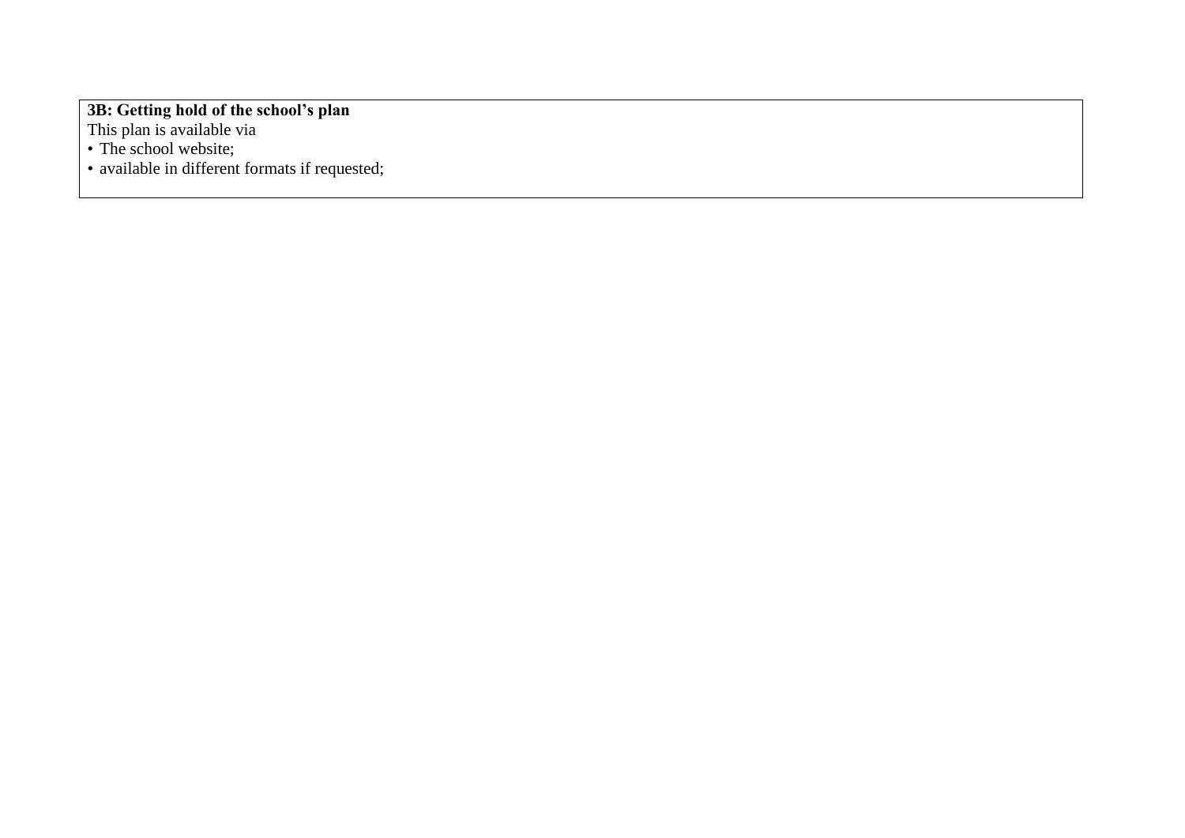**3B: Getting hold of the school's plan**

This plan is available via

- The school website;
- available in different formats if requested;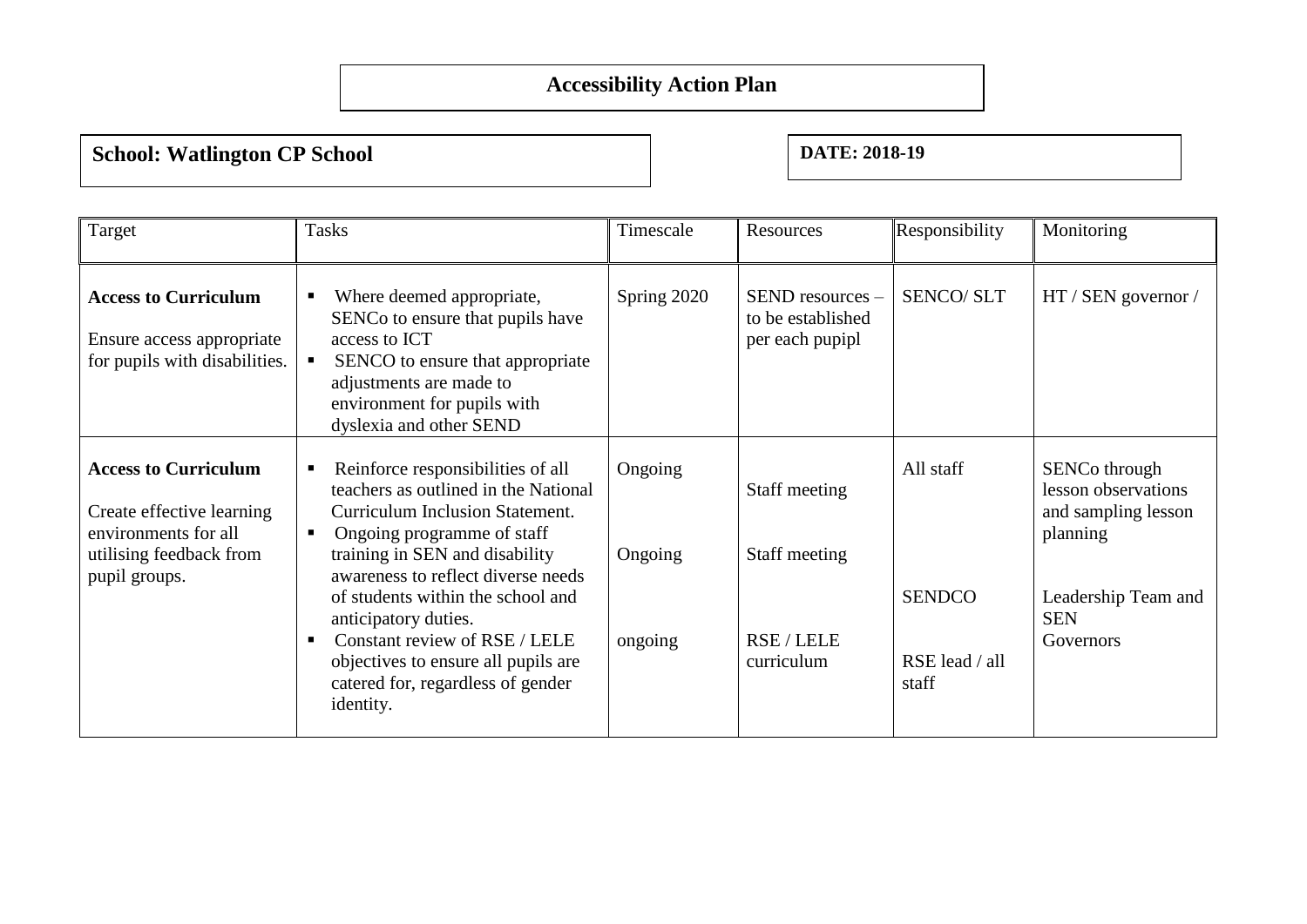# Accessibility Action Plan

**School: Watlington CP School**

**DATE: 2018-19**

| Target | Tasks | Timescale | Resources | Responsibility | Monitoring |
|---|---|---|---|---|---|
| **Access to Curriculum**<br><br>Ensure access appropriate for pupils with disabilities. | ▪ Where deemed appropriate, SENCo to ensure that pupils have access to ICT<br>▪ SENCO to ensure that appropriate adjustments are made to environment for pupils with dyslexia and other SEND | Spring 2020 | SEND resources – to be established per each pupipl | SENCO/ SLT | HT / SEN governor / |
| **Access to Curriculum**<br><br>Create effective learning environments for all utilising feedback from pupil groups. | ▪ Reinforce responsibilities of all teachers as outlined in the National Curriculum Inclusion Statement.<br>▪ Ongoing programme of staff training in SEN and disability awareness to reflect diverse needs of students within the school and anticipatory duties.<br>▪ Constant review of RSE / LELE objectives to ensure all pupils are catered for, regardless of gender identity. | Ongoing<br><br>Ongoing<br><br>ongoing | Staff meeting<br><br>Staff meeting<br><br>RSE / LELE curriculum | All staff<br><br>SENDCO<br><br>RSE lead / all staff | SENCo through lesson observations and sampling lesson planning<br><br>Leadership Team and SEN Governors |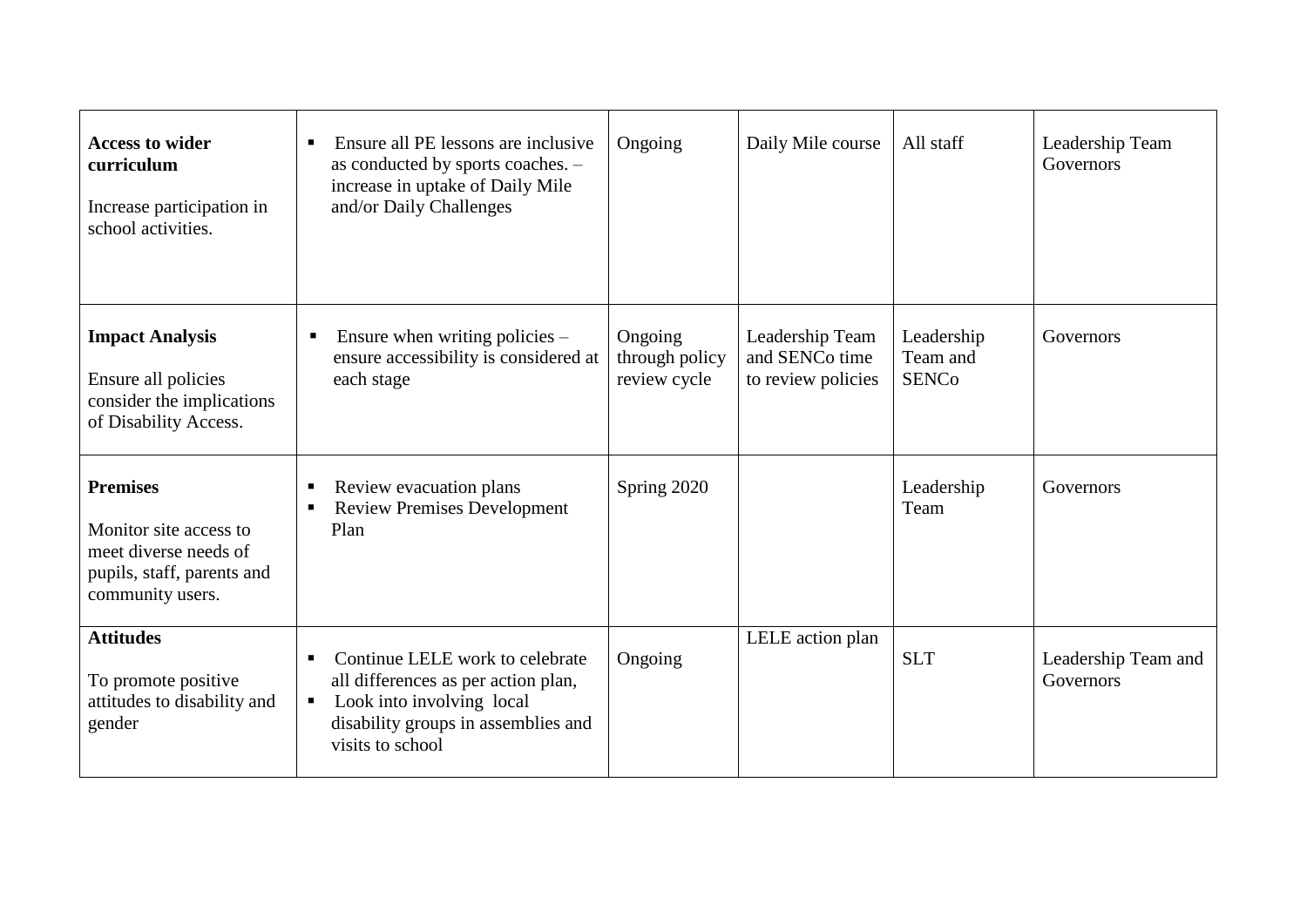| | | | | | |
|---|---|---|---|---|---|
| **Access to wider curriculum**<br><br>Increase participation in school activities. | ▪ Ensure all PE lessons are inclusive as conducted by sports coaches. – increase in uptake of Daily Mile and/or Daily Challenges | Ongoing | Daily Mile course | All staff | Leadership Team Governors |
| **Impact Analysis**<br><br>Ensure all policies consider the implications of Disability Access. | ▪ Ensure when writing policies – ensure accessibility is considered at each stage | Ongoing through policy review cycle | Leadership Team and SENCo time to review policies | Leadership Team and SENCo | Governors |
| **Premises**<br><br>Monitor site access to meet diverse needs of pupils, staff, parents and community users. | ▪ Review evacuation plans<br>▪ Review Premises Development Plan | Spring 2020 | | Leadership Team | Governors |
| **Attitudes**<br><br>To promote positive attitudes to disability and gender | ▪ Continue LELE work to celebrate all differences as per action plan,<br>▪ Look into involving local disability groups in assemblies and visits to school | Ongoing | LELE action plan | SLT | Leadership Team and Governors |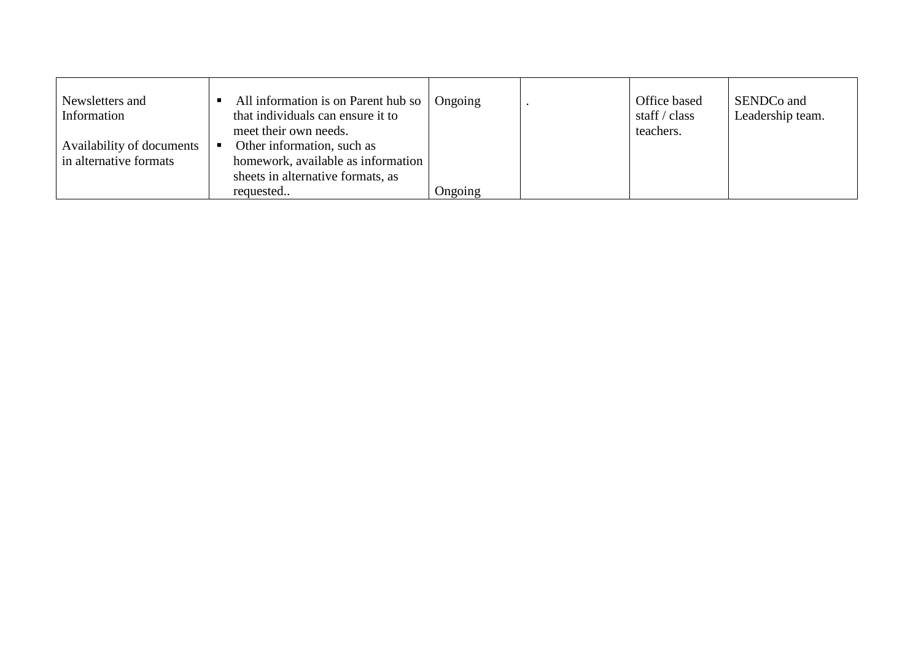| | | | | | |
|---|---|---|---|---|---|
| Newsletters and Information<br><br>Availability of documents in alternative formats | ▪ All information is on Parent hub so that individuals can ensure it to meet their own needs.<br>▪ Other information, such as homework, available as information sheets in alternative formats, as requested.. | Ongoing<br><br><br><br><br>Ongoing | . | Office based staff / class teachers. | SENDCo and Leadership team. |